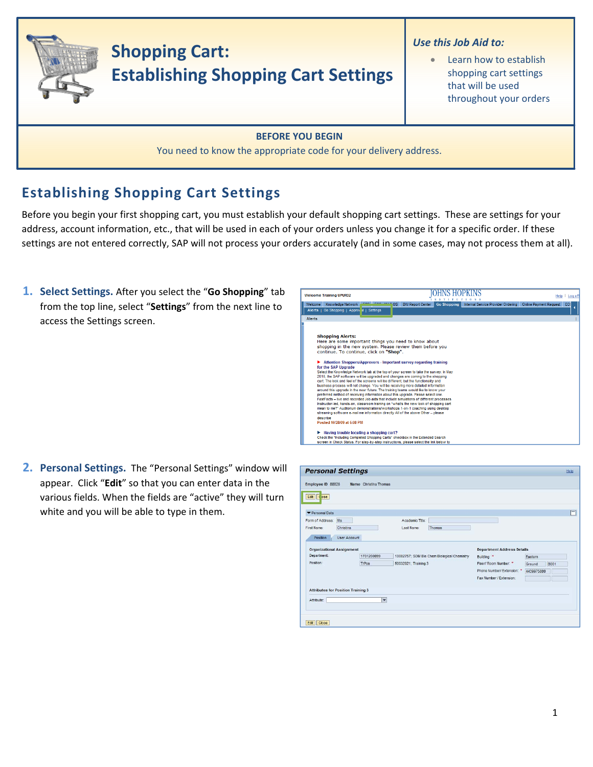# Shopping Cart: Establishing Shopping Cart Settings

***Use this Job Aid to:***

- Learn how to establish shopping cart settings that will be used throughout your orders

**BEFORE YOU BEGIN**

You need to know the appropriate code for your delivery address.

## Establishing Shopping Cart Settings

Before you begin your first shopping cart, you must establish your default shopping cart settings. These are settings for your address, account information, etc., that will be used in each of your orders unless you change it for a specific order. If these settings are not entered correctly, SAP will not process your orders accurately (and in some cases, may not process them at all).

1. **Select Settings.** After you select the "**Go Shopping**" tab from the top line, select "**Settings**" from the next line to access the Settings screen.

2. **Personal Settings.** The "Personal Settings" window will appear. Click "**Edit**" so that you can enter data in the various fields. When the fields are "active" they will turn white and you will be able to type in them.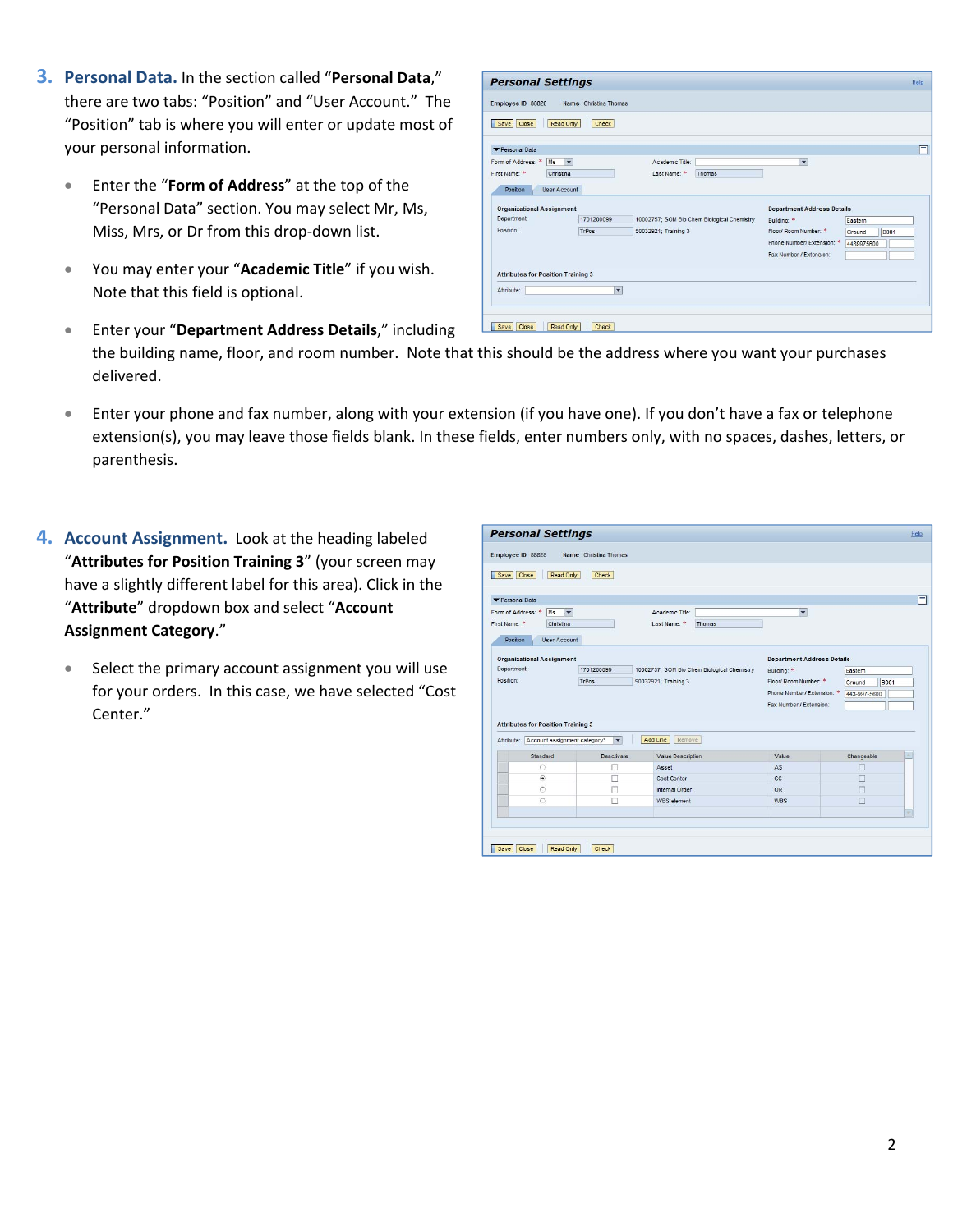3. **Personal Data.** In the section called "**Personal Data**," there are two tabs: "Position" and "User Account." The "Position" tab is where you will enter or update most of your personal information.

   - Enter the "**Form of Address**" at the top of the "Personal Data" section. You may select Mr, Ms, Miss, Mrs, or Dr from this drop-down list.
   - You may enter your "**Academic Title**" if you wish. Note that this field is optional.
   - Enter your "**Department Address Details**," including the building name, floor, and room number. Note that this should be the address where you want your purchases delivered.
   - Enter your phone and fax number, along with your extension (if you have one). If you don't have a fax or telephone extension(s), you may leave those fields blank. In these fields, enter numbers only, with no spaces, dashes, letters, or parenthesis.

4. **Account Assignment.** Look at the heading labeled "**Attributes for Position Training 3**" (your screen may have a slightly different label for this area). Click in the "**Attribute**" dropdown box and select "**Account Assignment Category**."

   - Select the primary account assignment you will use for your orders. In this case, we have selected "Cost Center."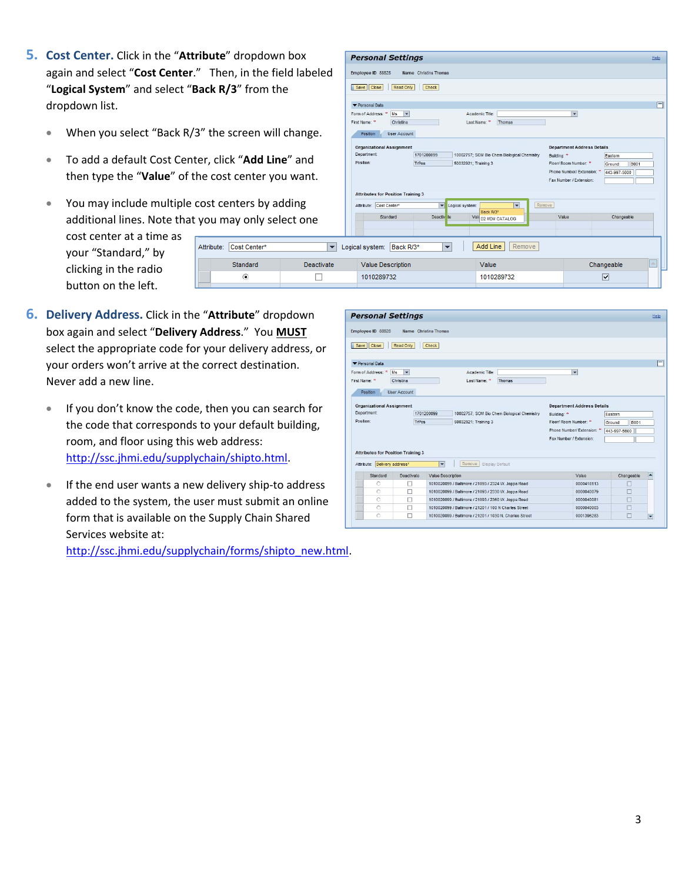5. **Cost Center.** Click in the "**Attribute**" dropdown box again and select "**Cost Center**." Then, in the field labeled "**Logical System**" and select "**Back R/3**" from the dropdown list.

   - When you select "Back R/3" the screen will change.
   - To add a default Cost Center, click "**Add Line**" and then type the "**Value**" of the cost center you want.
   - You may include multiple cost centers by adding additional lines. Note that you may only select one cost center at a time as your "Standard," by clicking in the radio button on the left.

6. **Delivery Address.** Click in the "**Attribute**" dropdown box again and select "**Delivery Address**." You **MUST** select the appropriate code for your delivery address, or your orders won't arrive at the correct destination. Never add a new line.

   - If you don't know the code, then you can search for the code that corresponds to your default building, room, and floor using this web address: http://ssc.jhmi.edu/supplychain/shipto.html.
   - If the end user wants a new delivery ship-to address added to the system, the user must submit an online form that is available on the Supply Chain Shared Services website at: http://ssc.jhmi.edu/supplychain/forms/shipto_new.html.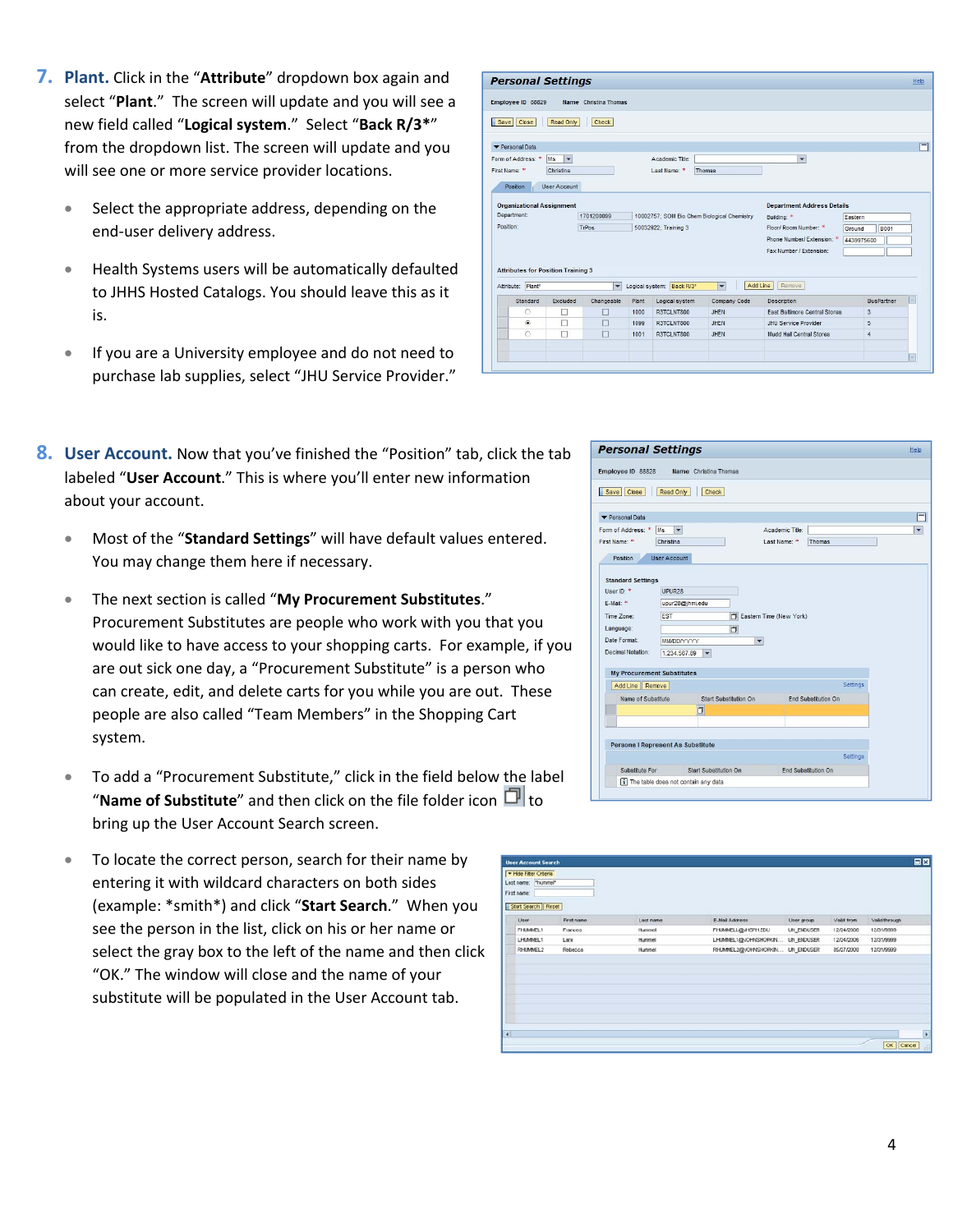7. **Plant.** Click in the "**Attribute**" dropdown box again and select "**Plant.**" The screen will update and you will see a new field called "**Logical system.**" Select "**Back R/3***" from the dropdown list. The screen will update and you will see one or more service provider locations.

   - Select the appropriate address, depending on the end-user delivery address.
   - Health Systems users will be automatically defaulted to JHHS Hosted Catalogs. You should leave this as it is.
   - If you are a University employee and do not need to purchase lab supplies, select "JHU Service Provider."

8. **User Account.** Now that you've finished the "Position" tab, click the tab labeled "**User Account.**" This is where you'll enter new information about your account.

   - Most of the "**Standard Settings**" will have default values entered. You may change them here if necessary.
   - The next section is called "**My Procurement Substitutes.**" Procurement Substitutes are people who work with you that you would like to have access to your shopping carts. For example, if you are out sick one day, a "Procurement Substitute" is a person who can create, edit, and delete carts for you while you are out. These people are also called "Team Members" in the Shopping Cart system.
   - To add a "Procurement Substitute," click in the field below the label "**Name of Substitute**" and then click on the file folder icon to bring up the User Account Search screen.
   - To locate the correct person, search for their name by entering it with wildcard characters on both sides (example: *smith*) and click "**Start Search.**" When you see the person in the list, click on his or her name or select the gray box to the left of the name and then click "OK." The window will close and the name of your substitute will be populated in the User Account tab.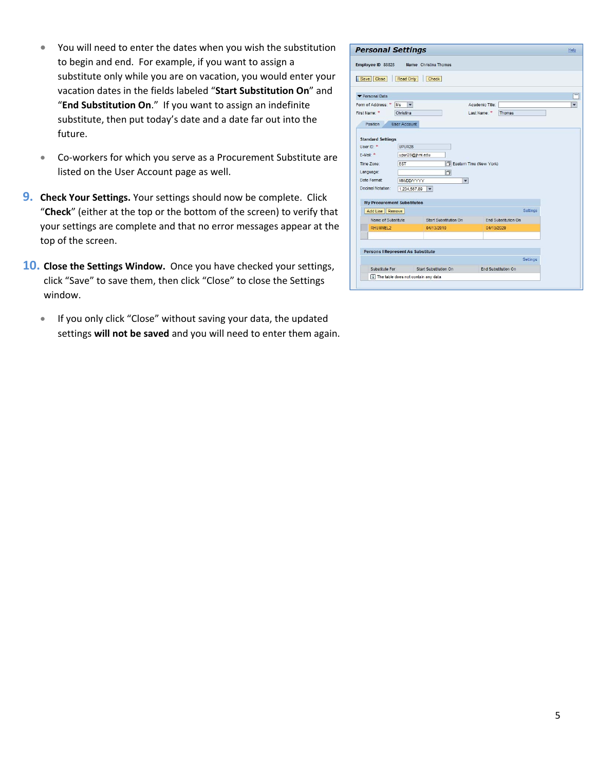- You will need to enter the dates when you wish the substitution to begin and end. For example, if you want to assign a substitute only while you are on vacation, you would enter your vacation dates in the fields labeled "**Start Substitution On**" and "**End Substitution On**." If you want to assign an indefinite substitute, then put today's date and a date far out into the future.
- Co-workers for which you serve as a Procurement Substitute are listed on the User Account page as well.

9. **Check Your Settings.** Your settings should now be complete. Click "**Check**" (either at the top or the bottom of the screen) to verify that your settings are complete and that no error messages appear at the top of the screen.

10. **Close the Settings Window.** Once you have checked your settings, click "Save" to save them, then click "Close" to close the Settings window.

- If you only click "Close" without saving your data, the updated settings **will not be saved** and you will need to enter them again.